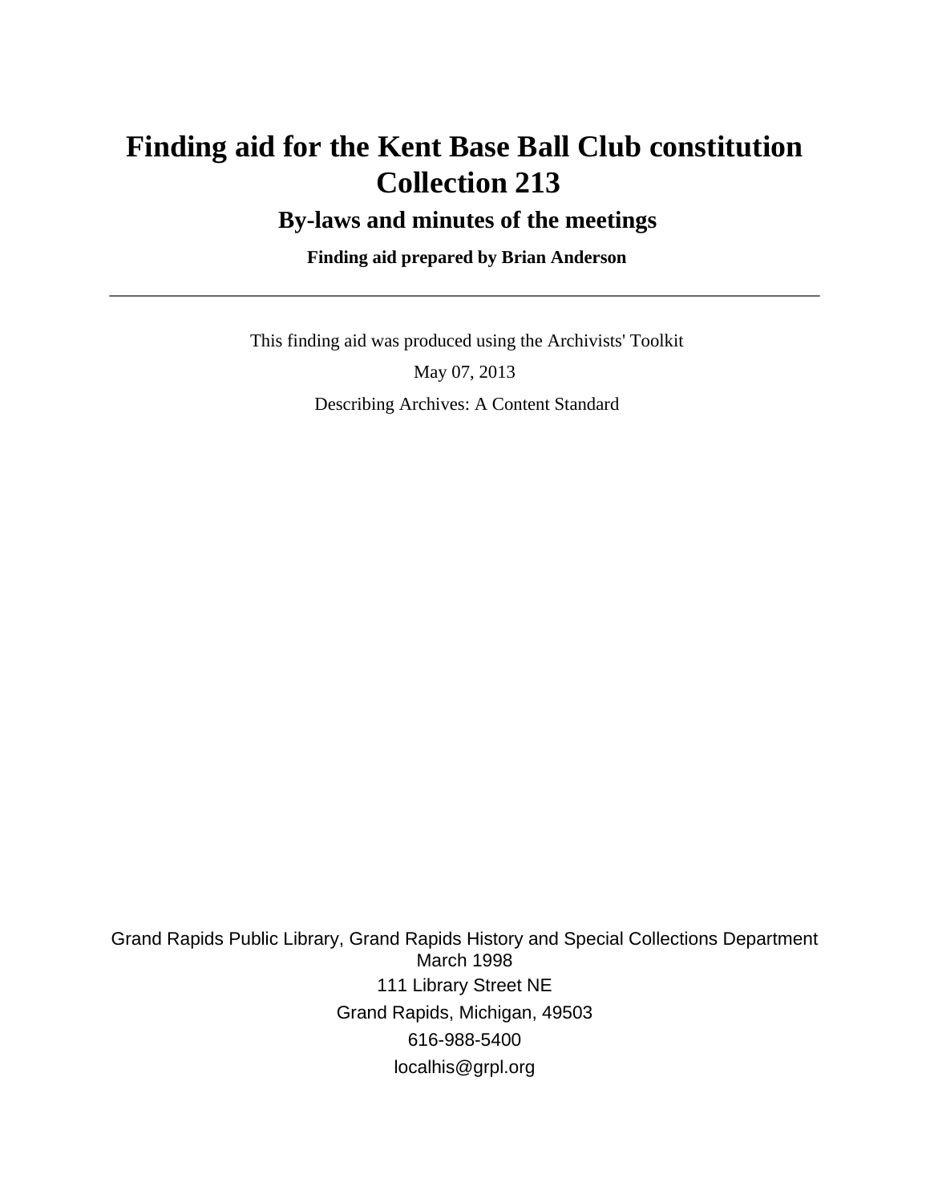# Finding aid for the Kent Base Ball Club constitution Collection 213

## By-laws and minutes of the meetings

**Finding aid prepared by Brian Anderson**

---

This finding aid was produced using the Archivists' Toolkit

May 07, 2013

Describing Archives: A Content Standard

Grand Rapids Public Library, Grand Rapids History and Special Collections Department
March 1998
111 Library Street NE
Grand Rapids, Michigan, 49503
616-988-5400
localhis@grpl.org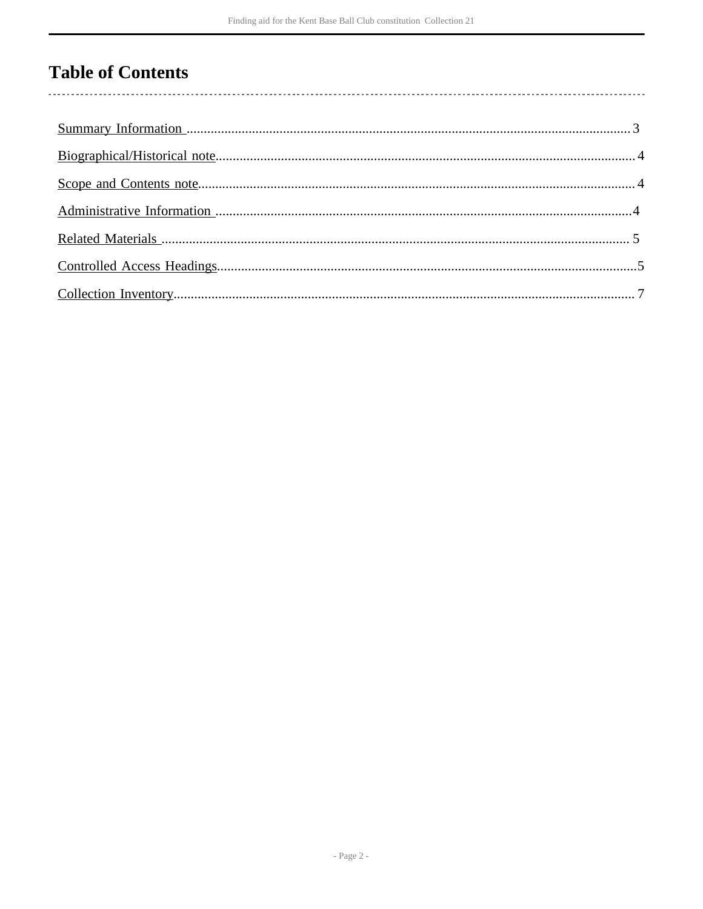# Table of Contents

- Summary Information ........ 3
- Biographical/Historical note ........ 4
- Scope and Contents note ........ 4
- Administrative Information ........ 4
- Related Materials ........ 5
- Controlled Access Headings ........ 5
- Collection Inventory ........ 7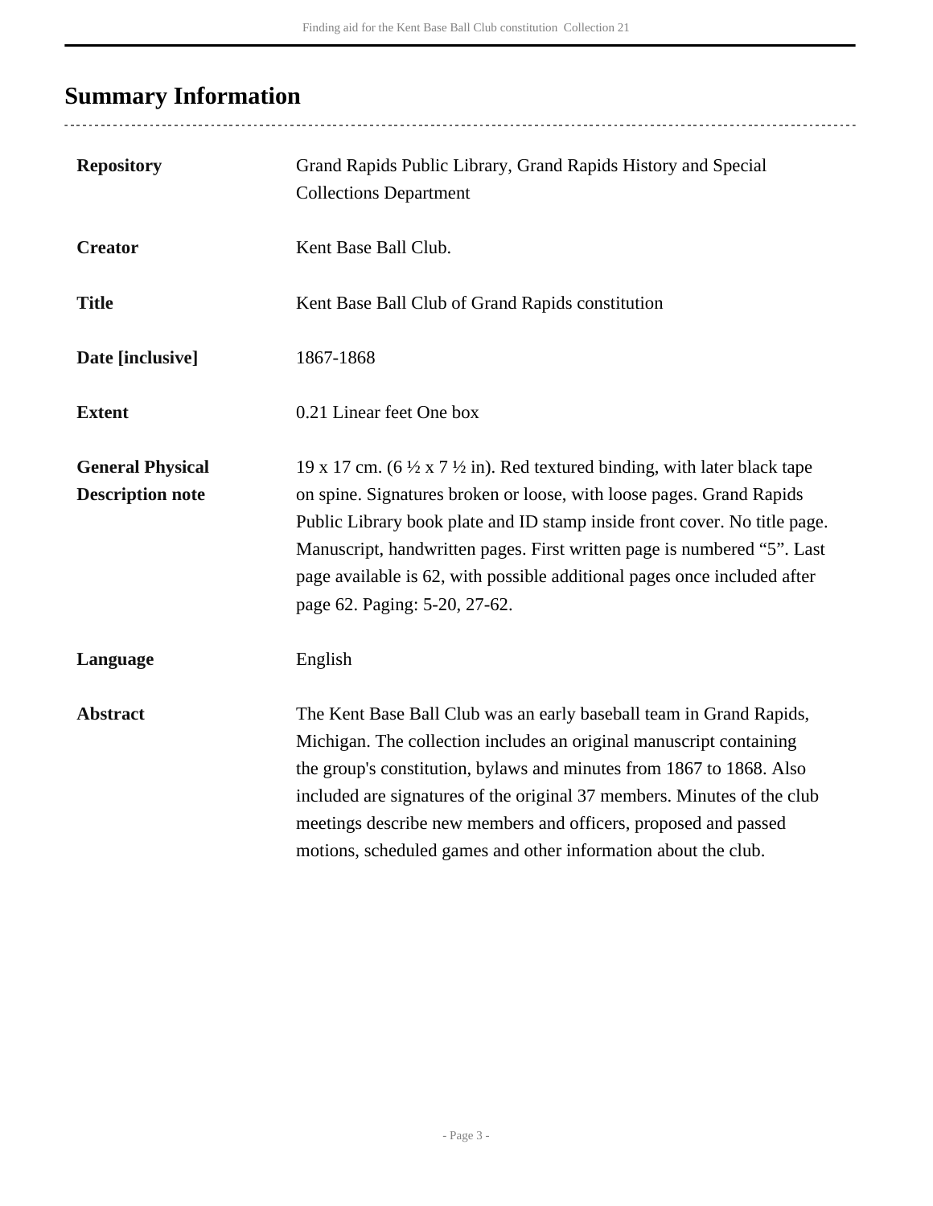## Summary Information

| | |
|---|---|
| **Repository** | Grand Rapids Public Library, Grand Rapids History and Special Collections Department |
| **Creator** | Kent Base Ball Club. |
| **Title** | Kent Base Ball Club of Grand Rapids constitution |
| **Date [inclusive]** | 1867-1868 |
| **Extent** | 0.21 Linear feet One box |
| **General Physical Description note** | 19 x 17 cm. (6 ½ x 7 ½ in). Red textured binding, with later black tape on spine. Signatures broken or loose, with loose pages. Grand Rapids Public Library book plate and ID stamp inside front cover. No title page. Manuscript, handwritten pages. First written page is numbered "5". Last page available is 62, with possible additional pages once included after page 62. Paging: 5-20, 27-62. |
| **Language** | English |
| **Abstract** | The Kent Base Ball Club was an early baseball team in Grand Rapids, Michigan. The collection includes an original manuscript containing the group's constitution, bylaws and minutes from 1867 to 1868. Also included are signatures of the original 37 members. Minutes of the club meetings describe new members and officers, proposed and passed motions, scheduled games and other information about the club. |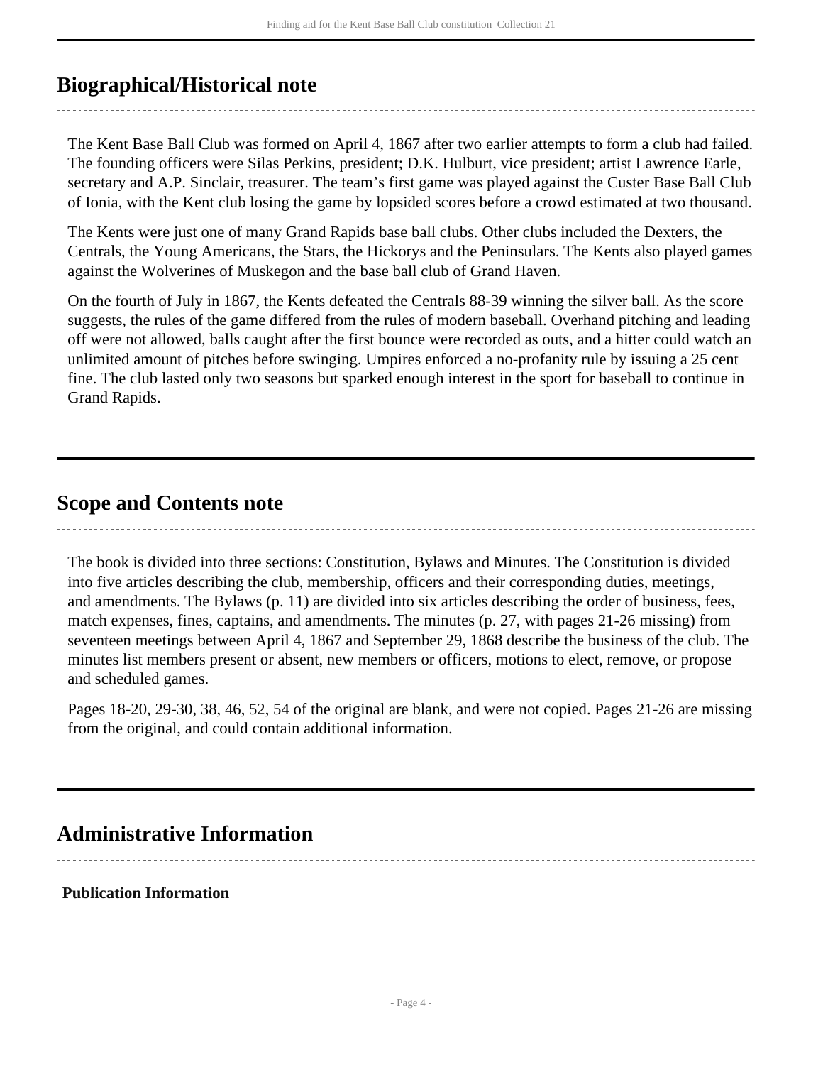## Biographical/Historical note

The Kent Base Ball Club was formed on April 4, 1867 after two earlier attempts to form a club had failed. The founding officers were Silas Perkins, president; D.K. Hulburt, vice president; artist Lawrence Earle, secretary and A.P. Sinclair, treasurer. The team's first game was played against the Custer Base Ball Club of Ionia, with the Kent club losing the game by lopsided scores before a crowd estimated at two thousand.

The Kents were just one of many Grand Rapids base ball clubs. Other clubs included the Dexters, the Centrals, the Young Americans, the Stars, the Hickorys and the Peninsulars. The Kents also played games against the Wolverines of Muskegon and the base ball club of Grand Haven.

On the fourth of July in 1867, the Kents defeated the Centrals 88-39 winning the silver ball. As the score suggests, the rules of the game differed from the rules of modern baseball. Overhand pitching and leading off were not allowed, balls caught after the first bounce were recorded as outs, and a hitter could watch an unlimited amount of pitches before swinging. Umpires enforced a no-profanity rule by issuing a 25 cent fine. The club lasted only two seasons but sparked enough interest in the sport for baseball to continue in Grand Rapids.

## Scope and Contents note

The book is divided into three sections: Constitution, Bylaws and Minutes. The Constitution is divided into five articles describing the club, membership, officers and their corresponding duties, meetings, and amendments. The Bylaws (p. 11) are divided into six articles describing the order of business, fees, match expenses, fines, captains, and amendments. The minutes (p. 27, with pages 21-26 missing) from seventeen meetings between April 4, 1867 and September 29, 1868 describe the business of the club. The minutes list members present or absent, new members or officers, motions to elect, remove, or propose and scheduled games.

Pages 18-20, 29-30, 38, 46, 52, 54 of the original are blank, and were not copied. Pages 21-26 are missing from the original, and could contain additional information.

## Administrative Information

### Publication Information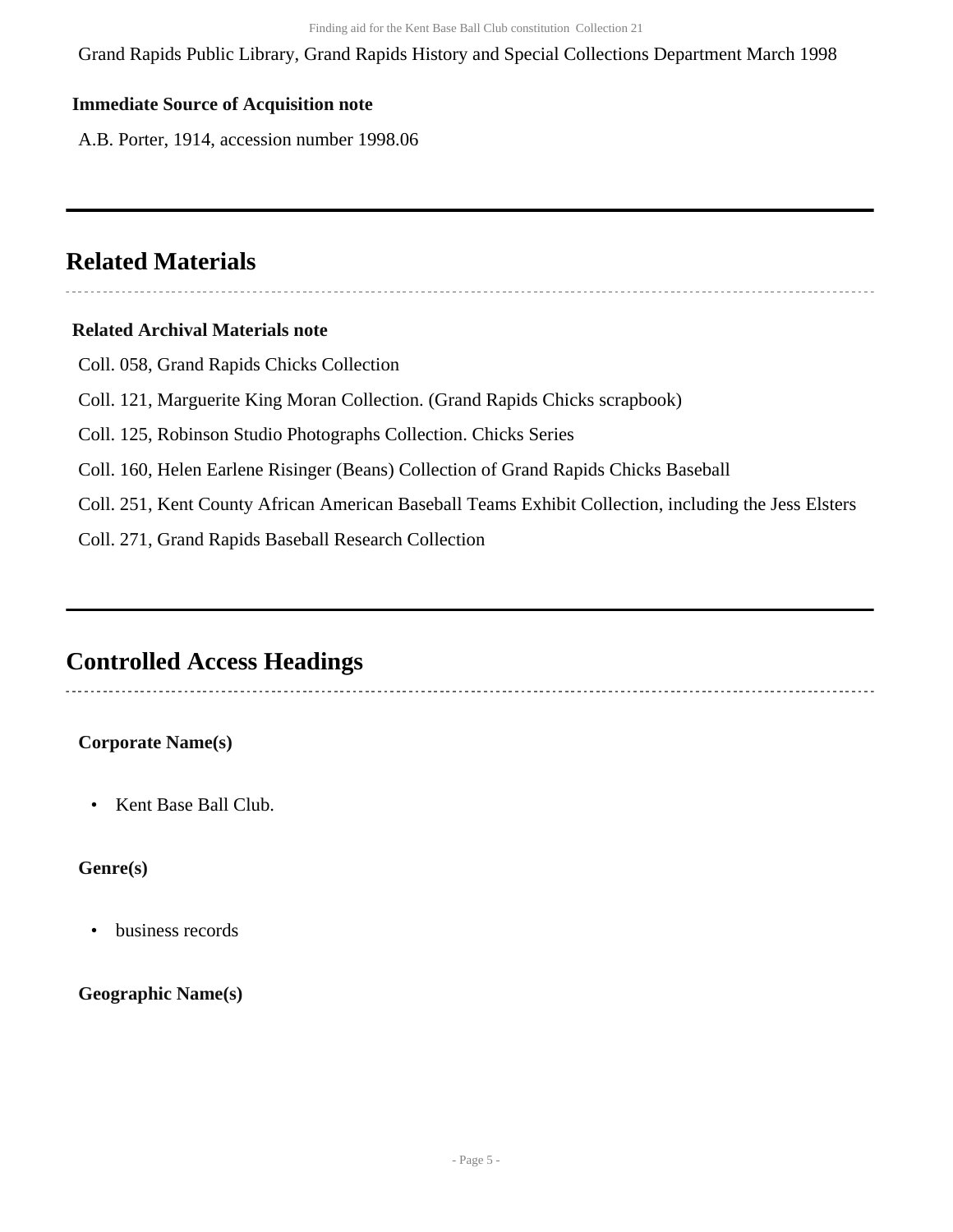Grand Rapids Public Library, Grand Rapids History and Special Collections Department March 1998

**Immediate Source of Acquisition note**

A.B. Porter, 1914, accession number 1998.06

## Related Materials

**Related Archival Materials note**

Coll. 058, Grand Rapids Chicks Collection

Coll. 121, Marguerite King Moran Collection. (Grand Rapids Chicks scrapbook)

Coll. 125, Robinson Studio Photographs Collection. Chicks Series

Coll. 160, Helen Earlene Risinger (Beans) Collection of Grand Rapids Chicks Baseball

Coll. 251, Kent County African American Baseball Teams Exhibit Collection, including the Jess Elsters

Coll. 271, Grand Rapids Baseball Research Collection

## Controlled Access Headings

**Corporate Name(s)**

- Kent Base Ball Club.

**Genre(s)**

- business records

**Geographic Name(s)**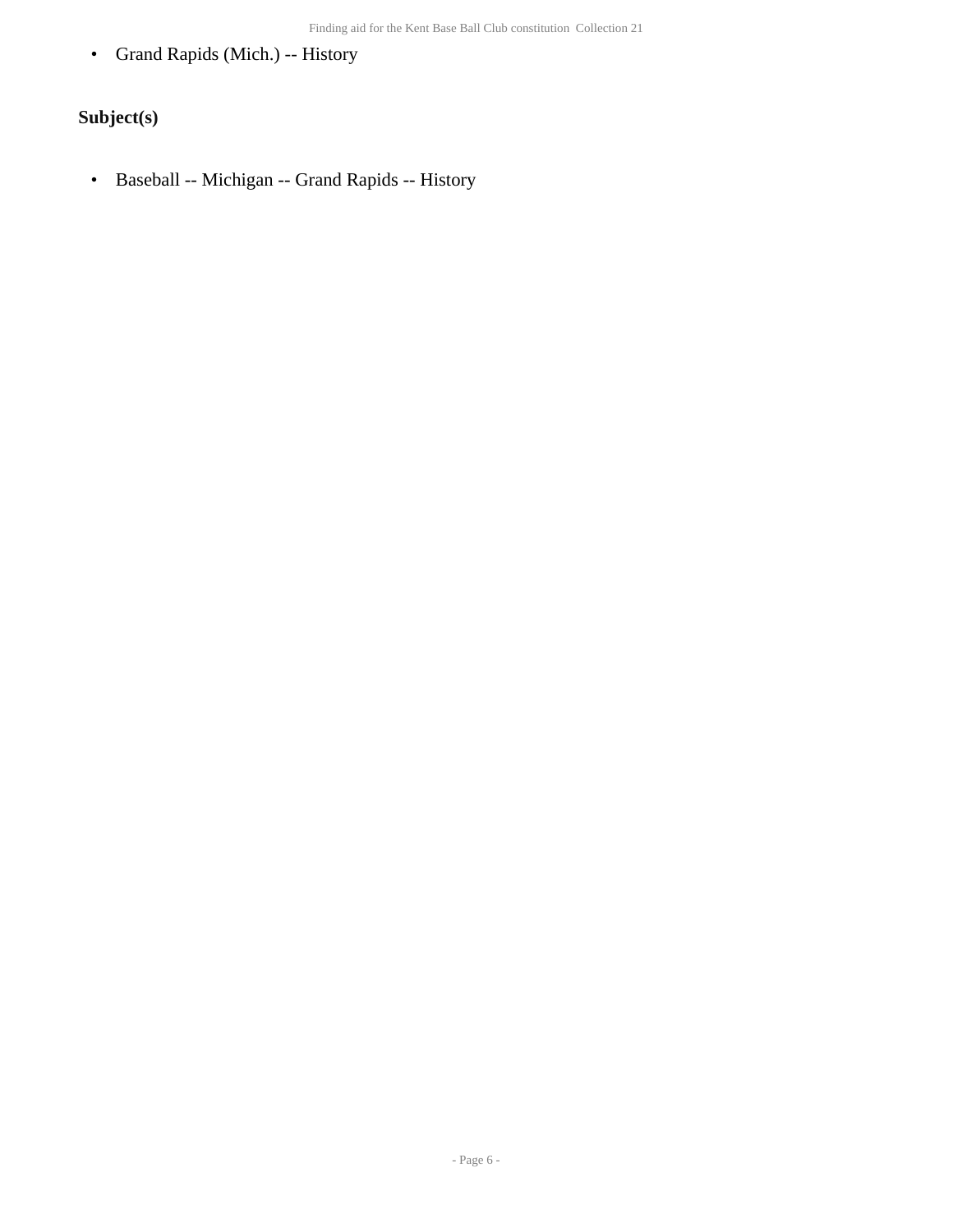- Grand Rapids (Mich.) -- History

### Subject(s)

- Baseball -- Michigan -- Grand Rapids -- History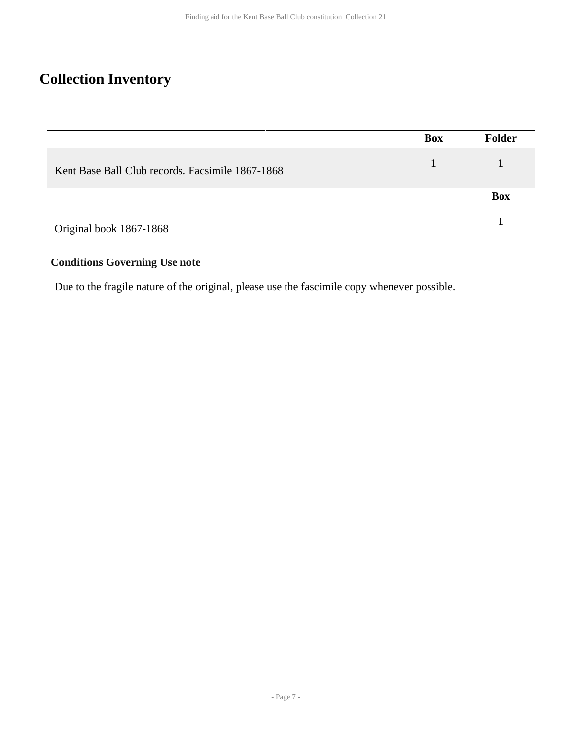## Collection Inventory

| | Box | Folder |
|---|---|---|
| Kent Base Ball Club records. Facsimile 1867-1868 | 1 | 1 |

| | Box |
|---|---|
| Original book 1867-1868 | 1 |

**Conditions Governing Use note**

Due to the fragile nature of the original, please use the fascimile copy whenever possible.